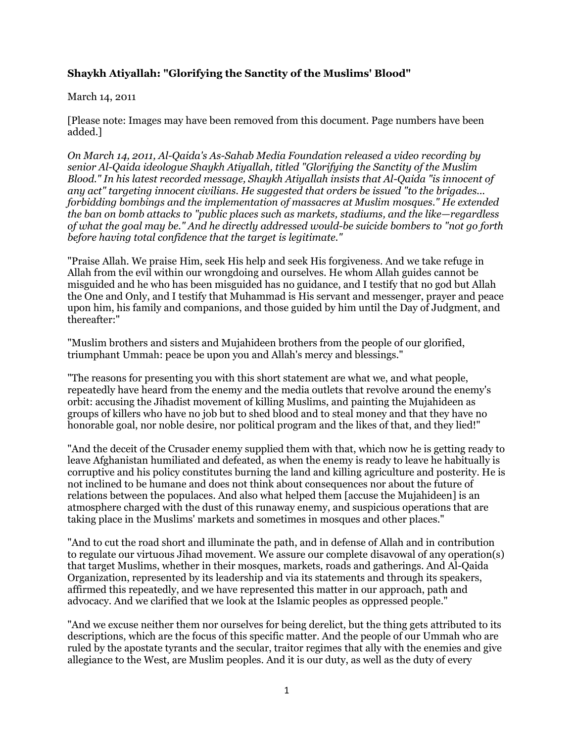**Shaykh Atiyallah: "Glorifying the Sanctity of the Muslims' Blood"**

March 14, 2011

[Please note: Images may have been removed from this document. Page numbers have been added.]

*On March 14, 2011, Al-Qaida's As-Sahab Media Foundation released a video recording by senior Al-Qaida ideologue Shaykh Atiyallah, titled "Glorifying the Sanctity of the Muslim Blood." In his latest recorded message, Shaykh Atiyallah insists that Al-Qaida "is innocent of any act" targeting innocent civilians. He suggested that orders be issued "to the brigades... forbidding bombings and the implementation of massacres at Muslim mosques." He extended the ban on bomb attacks to "public places such as markets, stadiums, and the like—regardless of what the goal may be." And he directly addressed would-be suicide bombers to "not go forth before having total confidence that the target is legitimate."*

"Praise Allah. We praise Him, seek His help and seek His forgiveness. And we take refuge in Allah from the evil within our wrongdoing and ourselves. He whom Allah guides cannot be misguided and he who has been misguided has no guidance, and I testify that no god but Allah the One and Only, and I testify that Muhammad is His servant and messenger, prayer and peace upon him, his family and companions, and those guided by him until the Day of Judgment, and thereafter:"

"Muslim brothers and sisters and Mujahideen brothers from the people of our glorified, triumphant Ummah: peace be upon you and Allah's mercy and blessings."

"The reasons for presenting you with this short statement are what we, and what people, repeatedly have heard from the enemy and the media outlets that revolve around the enemy's orbit: accusing the Jihadist movement of killing Muslims, and painting the Mujahideen as groups of killers who have no job but to shed blood and to steal money and that they have no honorable goal, nor noble desire, nor political program and the likes of that, and they lied!"

"And the deceit of the Crusader enemy supplied them with that, which now he is getting ready to leave Afghanistan humiliated and defeated, as when the enemy is ready to leave he habitually is corruptive and his policy constitutes burning the land and killing agriculture and posterity. He is not inclined to be humane and does not think about consequences nor about the future of relations between the populaces. And also what helped them [accuse the Mujahideen] is an atmosphere charged with the dust of this runaway enemy, and suspicious operations that are taking place in the Muslims' markets and sometimes in mosques and other places."

"And to cut the road short and illuminate the path, and in defense of Allah and in contribution to regulate our virtuous Jihad movement. We assure our complete disavowal of any operation(s) that target Muslims, whether in their mosques, markets, roads and gatherings. And Al-Qaida Organization, represented by its leadership and via its statements and through its speakers, affirmed this repeatedly, and we have represented this matter in our approach, path and advocacy. And we clarified that we look at the Islamic peoples as oppressed people."

"And we excuse neither them nor ourselves for being derelict, but the thing gets attributed to its descriptions, which are the focus of this specific matter. And the people of our Ummah who are ruled by the apostate tyrants and the secular, traitor regimes that ally with the enemies and give allegiance to the West, are Muslim peoples. And it is our duty, as well as the duty of every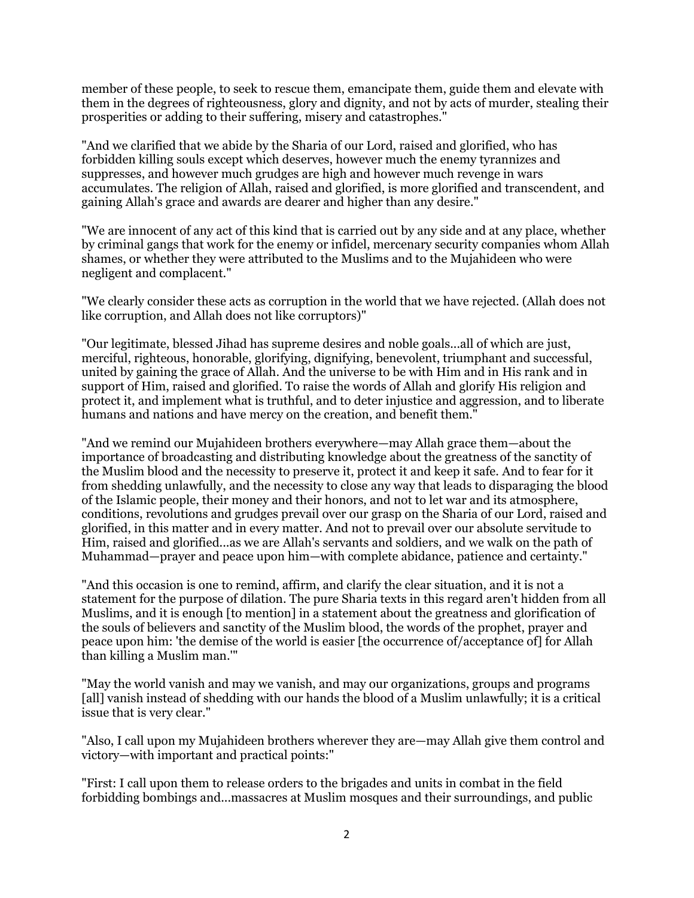member of these people, to seek to rescue them, emancipate them, guide them and elevate with them in the degrees of righteousness, glory and dignity, and not by acts of murder, stealing their prosperities or adding to their suffering, misery and catastrophes."

"And we clarified that we abide by the Sharia of our Lord, raised and glorified, who has forbidden killing souls except which deserves, however much the enemy tyrannizes and suppresses, and however much grudges are high and however much revenge in wars accumulates. The religion of Allah, raised and glorified, is more glorified and transcendent, and gaining Allah's grace and awards are dearer and higher than any desire."

"We are innocent of any act of this kind that is carried out by any side and at any place, whether by criminal gangs that work for the enemy or infidel, mercenary security companies whom Allah shames, or whether they were attributed to the Muslims and to the Mujahideen who were negligent and complacent."

"We clearly consider these acts as corruption in the world that we have rejected. (Allah does not like corruption, and Allah does not like corruptors)"

"Our legitimate, blessed Jihad has supreme desires and noble goals...all of which are just, merciful, righteous, honorable, glorifying, dignifying, benevolent, triumphant and successful, united by gaining the grace of Allah. And the universe to be with Him and in His rank and in support of Him, raised and glorified. To raise the words of Allah and glorify His religion and protect it, and implement what is truthful, and to deter injustice and aggression, and to liberate humans and nations and have mercy on the creation, and benefit them."

"And we remind our Mujahideen brothers everywhere—may Allah grace them—about the importance of broadcasting and distributing knowledge about the greatness of the sanctity of the Muslim blood and the necessity to preserve it, protect it and keep it safe. And to fear for it from shedding unlawfully, and the necessity to close any way that leads to disparaging the blood of the Islamic people, their money and their honors, and not to let war and its atmosphere, conditions, revolutions and grudges prevail over our grasp on the Sharia of our Lord, raised and glorified, in this matter and in every matter. And not to prevail over our absolute servitude to Him, raised and glorified...as we are Allah's servants and soldiers, and we walk on the path of Muhammad—prayer and peace upon him—with complete abidance, patience and certainty."

"And this occasion is one to remind, affirm, and clarify the clear situation, and it is not a statement for the purpose of dilation. The pure Sharia texts in this regard aren't hidden from all Muslims, and it is enough [to mention] in a statement about the greatness and glorification of the souls of believers and sanctity of the Muslim blood, the words of the prophet, prayer and peace upon him: 'the demise of the world is easier [the occurrence of/acceptance of] for Allah than killing a Muslim man.'"

"May the world vanish and may we vanish, and may our organizations, groups and programs [all] vanish instead of shedding with our hands the blood of a Muslim unlawfully; it is a critical issue that is very clear."

"Also, I call upon my Mujahideen brothers wherever they are—may Allah give them control and victory—with important and practical points:"

"First: I call upon them to release orders to the brigades and units in combat in the field forbidding bombings and...massacres at Muslim mosques and their surroundings, and public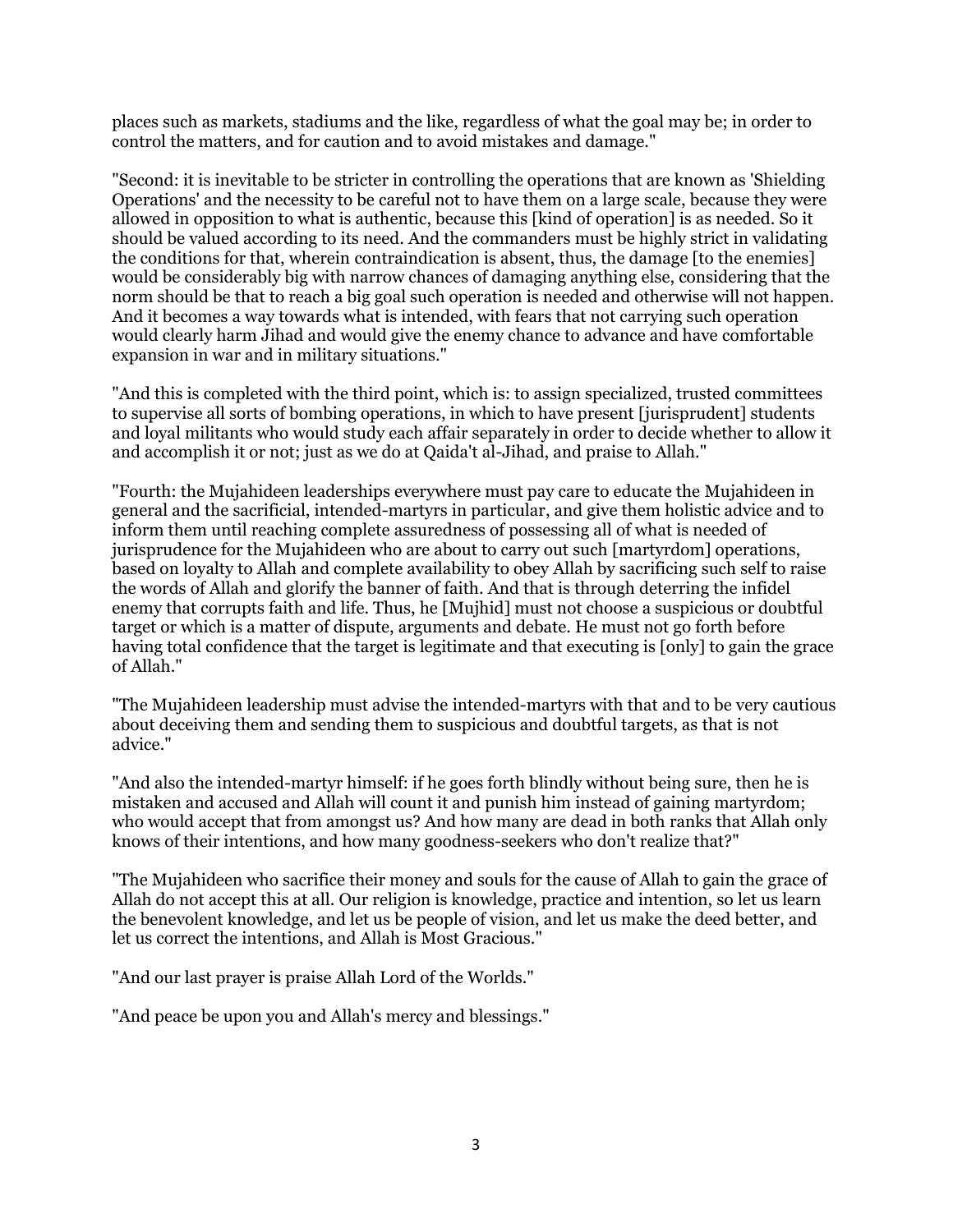places such as markets, stadiums and the like, regardless of what the goal may be; in order to control the matters, and for caution and to avoid mistakes and damage."

"Second: it is inevitable to be stricter in controlling the operations that are known as 'Shielding Operations' and the necessity to be careful not to have them on a large scale, because they were allowed in opposition to what is authentic, because this [kind of operation] is as needed. So it should be valued according to its need. And the commanders must be highly strict in validating the conditions for that, wherein contraindication is absent, thus, the damage [to the enemies] would be considerably big with narrow chances of damaging anything else, considering that the norm should be that to reach a big goal such operation is needed and otherwise will not happen. And it becomes a way towards what is intended, with fears that not carrying such operation would clearly harm Jihad and would give the enemy chance to advance and have comfortable expansion in war and in military situations."

"And this is completed with the third point, which is: to assign specialized, trusted committees to supervise all sorts of bombing operations, in which to have present [jurisprudent] students and loyal militants who would study each affair separately in order to decide whether to allow it and accomplish it or not; just as we do at Qaida't al-Jihad, and praise to Allah."

"Fourth: the Mujahideen leaderships everywhere must pay care to educate the Mujahideen in general and the sacrificial, intended-martyrs in particular, and give them holistic advice and to inform them until reaching complete assuredness of possessing all of what is needed of jurisprudence for the Mujahideen who are about to carry out such [martyrdom] operations, based on loyalty to Allah and complete availability to obey Allah by sacrificing such self to raise the words of Allah and glorify the banner of faith. And that is through deterring the infidel enemy that corrupts faith and life. Thus, he [Mujhid] must not choose a suspicious or doubtful target or which is a matter of dispute, arguments and debate. He must not go forth before having total confidence that the target is legitimate and that executing is [only] to gain the grace of Allah."

"The Mujahideen leadership must advise the intended-martyrs with that and to be very cautious about deceiving them and sending them to suspicious and doubtful targets, as that is not advice."

"And also the intended-martyr himself: if he goes forth blindly without being sure, then he is mistaken and accused and Allah will count it and punish him instead of gaining martyrdom; who would accept that from amongst us? And how many are dead in both ranks that Allah only knows of their intentions, and how many goodness-seekers who don't realize that?"

"The Mujahideen who sacrifice their money and souls for the cause of Allah to gain the grace of Allah do not accept this at all. Our religion is knowledge, practice and intention, so let us learn the benevolent knowledge, and let us be people of vision, and let us make the deed better, and let us correct the intentions, and Allah is Most Gracious."

"And our last prayer is praise Allah Lord of the Worlds."

"And peace be upon you and Allah's mercy and blessings."